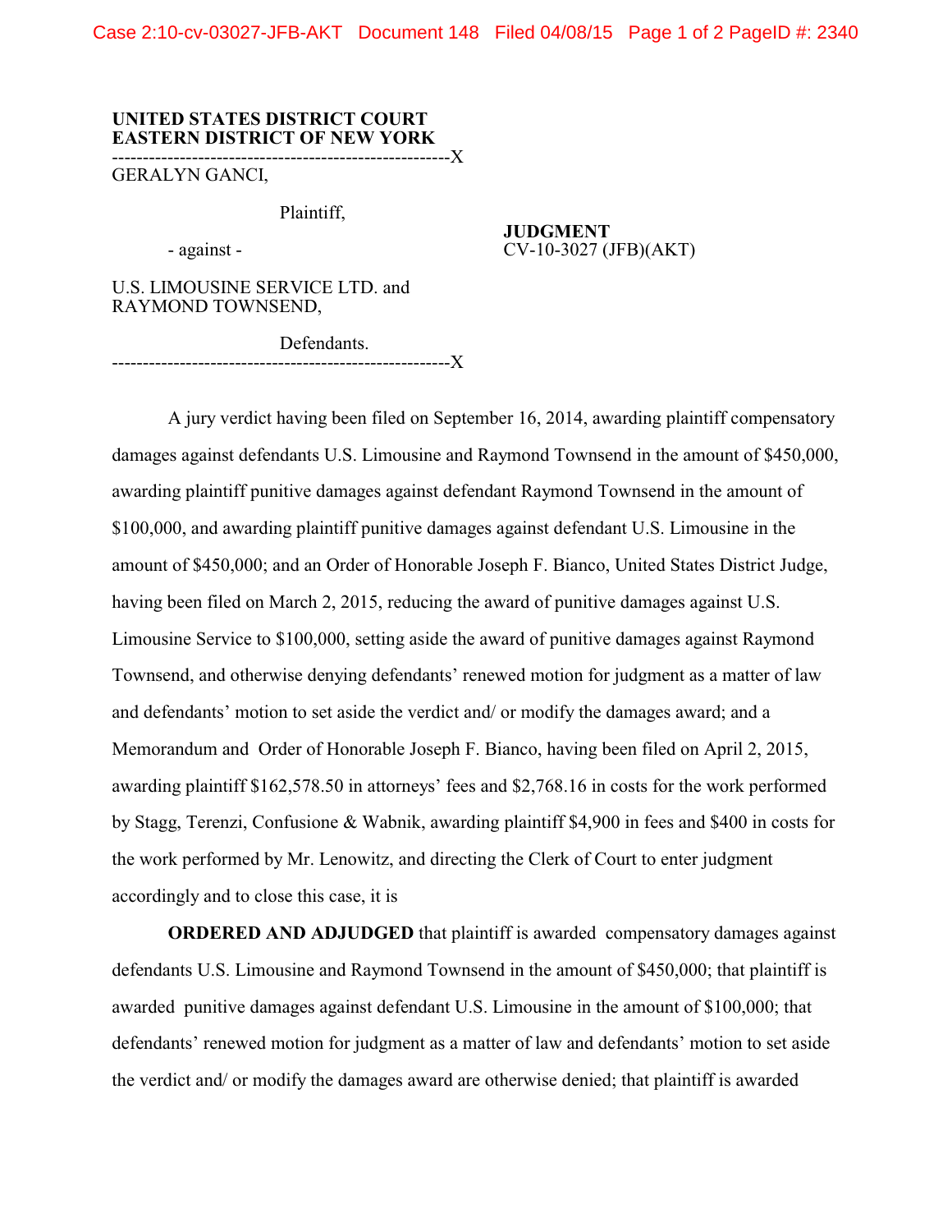**UNITED STATES DISTRICT COURT**
**EASTERN DISTRICT OF NEW YORK**

-------------------------------------------------------X

GERALYN GANCI,

Plaintiff,

- against -

U.S. LIMOUSINE SERVICE LTD. and RAYMOND TOWNSEND,

Defendants.

-------------------------------------------------------X

**JUDGMENT**
CV-10-3027 (JFB)(AKT)

A jury verdict having been filed on September 16, 2014, awarding plaintiff compensatory damages against defendants U.S. Limousine and Raymond Townsend in the amount of $450,000, awarding plaintiff punitive damages against defendant Raymond Townsend in the amount of $100,000, and awarding plaintiff punitive damages against defendant U.S. Limousine in the amount of $450,000; and an Order of Honorable Joseph F. Bianco, United States District Judge, having been filed on March 2, 2015, reducing the award of punitive damages against U.S. Limousine Service to $100,000, setting aside the award of punitive damages against Raymond Townsend, and otherwise denying defendants' renewed motion for judgment as a matter of law and defendants' motion to set aside the verdict and/ or modify the damages award; and a Memorandum and Order of Honorable Joseph F. Bianco, having been filed on April 2, 2015, awarding plaintiff $162,578.50 in attorneys' fees and $2,768.16 in costs for the work performed by Stagg, Terenzi, Confusione & Wabnik, awarding plaintiff $4,900 in fees and $400 in costs for the work performed by Mr. Lenowitz, and directing the Clerk of Court to enter judgment accordingly and to close this case, it is

**ORDERED AND ADJUDGED** that plaintiff is awarded compensatory damages against defendants U.S. Limousine and Raymond Townsend in the amount of $450,000; that plaintiff is awarded punitive damages against defendant U.S. Limousine in the amount of $100,000; that defendants' renewed motion for judgment as a matter of law and defendants' motion to set aside the verdict and/ or modify the damages award are otherwise denied; that plaintiff is awarded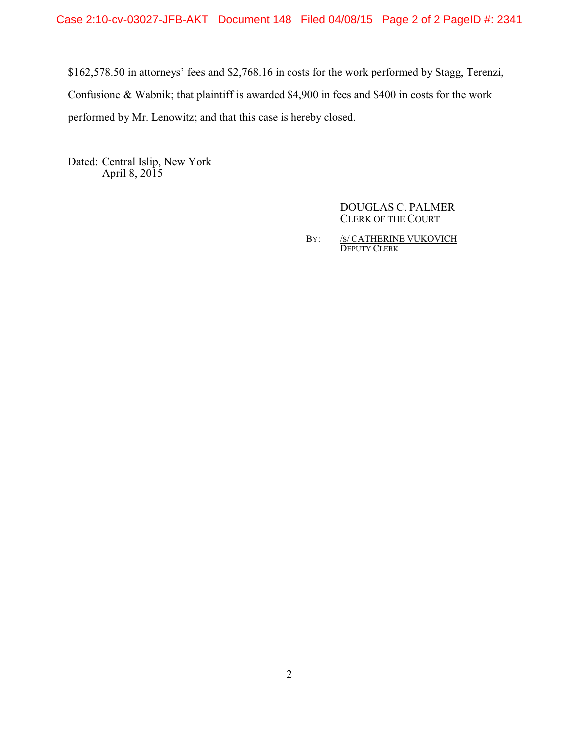$162,578.50 in attorneys' fees and $2,768.16 in costs for the work performed by Stagg, Terenzi, Confusione & Wabnik; that plaintiff is awarded $4,900 in fees and $400 in costs for the work performed by Mr. Lenowitz; and that this case is hereby closed.

Dated: Central Islip, New York
April 8, 2015

DOUGLAS C. PALMER
CLERK OF THE COURT

BY: /s/ CATHERINE VUKOVICH
DEPUTY CLERK